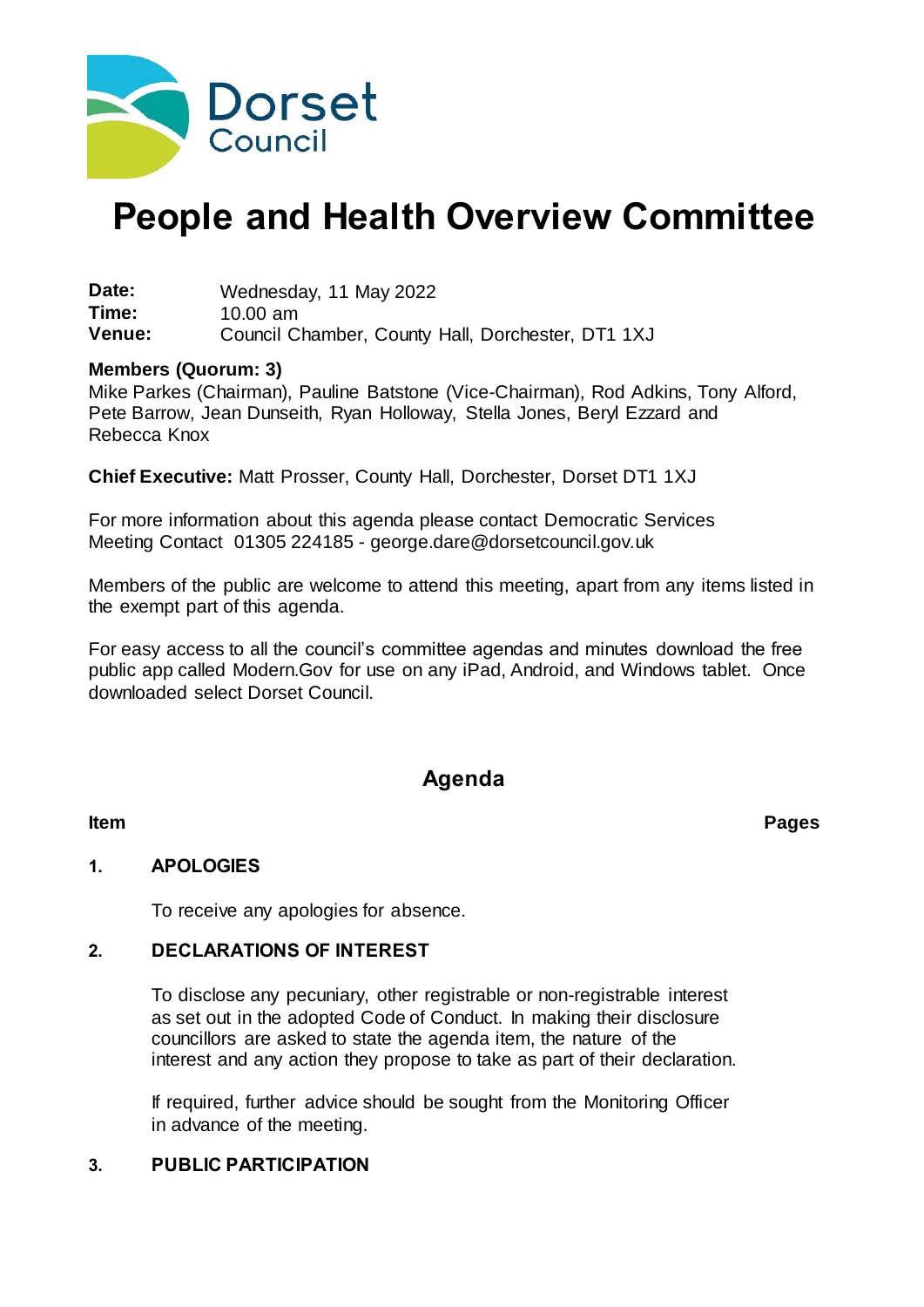# People and Health Overview Committee

**Date:** Wednesday, 11 May 2022
**Time:** 10.00 am
**Venue:** Council Chamber, County Hall, Dorchester, DT1 1XJ

**Members (Quorum: 3)**
Mike Parkes (Chairman), Pauline Batstone (Vice-Chairman), Rod Adkins, Tony Alford, Pete Barrow, Jean Dunseith, Ryan Holloway, Stella Jones, Beryl Ezzard and Rebecca Knox

**Chief Executive:** Matt Prosser, County Hall, Dorchester, Dorset DT1 1XJ

For more information about this agenda please contact Democratic Services Meeting Contact 01305 224185 - george.dare@dorsetcouncil.gov.uk

Members of the public are welcome to attend this meeting, apart from any items listed in the exempt part of this agenda.

For easy access to all the council's committee agendas and minutes download the free public app called Modern.Gov for use on any iPad, Android, and Windows tablet. Once downloaded select Dorset Council.

## Agenda

**Item** **Pages**

**1. APOLOGIES**

To receive any apologies for absence.

**2. DECLARATIONS OF INTEREST**

To disclose any pecuniary, other registrable or non-registrable interest as set out in the adopted Code of Conduct. In making their disclosure councillors are asked to state the agenda item, the nature of the interest and any action they propose to take as part of their declaration.

If required, further advice should be sought from the Monitoring Officer in advance of the meeting.

**3. PUBLIC PARTICIPATION**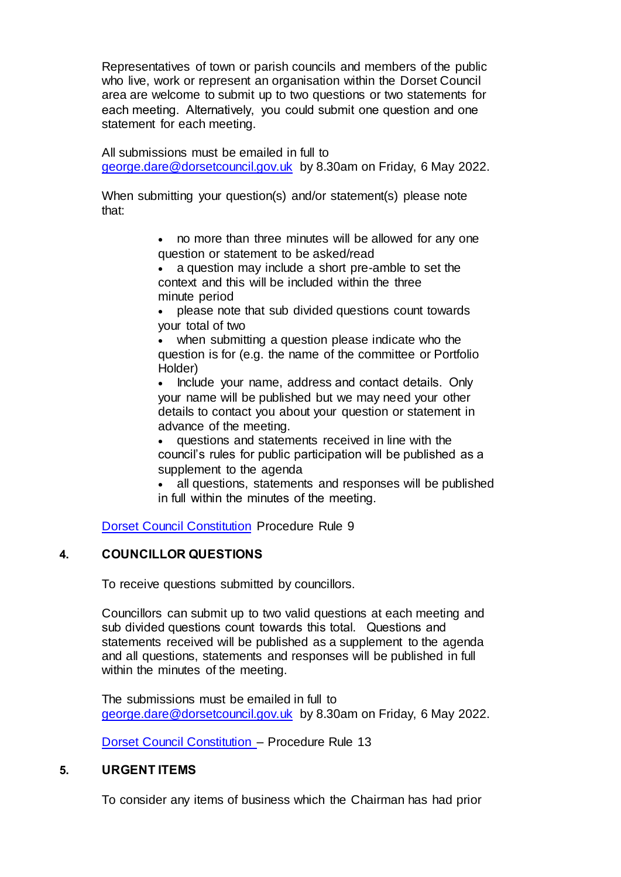Representatives of town or parish councils and members of the public who live, work or represent an organisation within the Dorset Council area are welcome to submit up to two questions or two statements for each meeting. Alternatively, you could submit one question and one statement for each meeting.

All submissions must be emailed in full to george.dare@dorsetcouncil.gov.uk by 8.30am on Friday, 6 May 2022.

When submitting your question(s) and/or statement(s) please note that:

- no more than three minutes will be allowed for any one question or statement to be asked/read
- a question may include a short pre-amble to set the context and this will be included within the three minute period
- please note that sub divided questions count towards your total of two
- when submitting a question please indicate who the question is for (e.g. the name of the committee or Portfolio Holder)
- Include your name, address and contact details. Only your name will be published but we may need your other details to contact you about your question or statement in advance of the meeting.
- questions and statements received in line with the council's rules for public participation will be published as a supplement to the agenda
- all questions, statements and responses will be published in full within the minutes of the meeting.

Dorset Council Constitution Procedure Rule 9

## 4. COUNCILLOR QUESTIONS

To receive questions submitted by councillors.

Councillors can submit up to two valid questions at each meeting and sub divided questions count towards this total. Questions and statements received will be published as a supplement to the agenda and all questions, statements and responses will be published in full within the minutes of the meeting.

The submissions must be emailed in full to george.dare@dorsetcouncil.gov.uk by 8.30am on Friday, 6 May 2022.

Dorset Council Constitution – Procedure Rule 13

## 5. URGENT ITEMS

To consider any items of business which the Chairman has had prior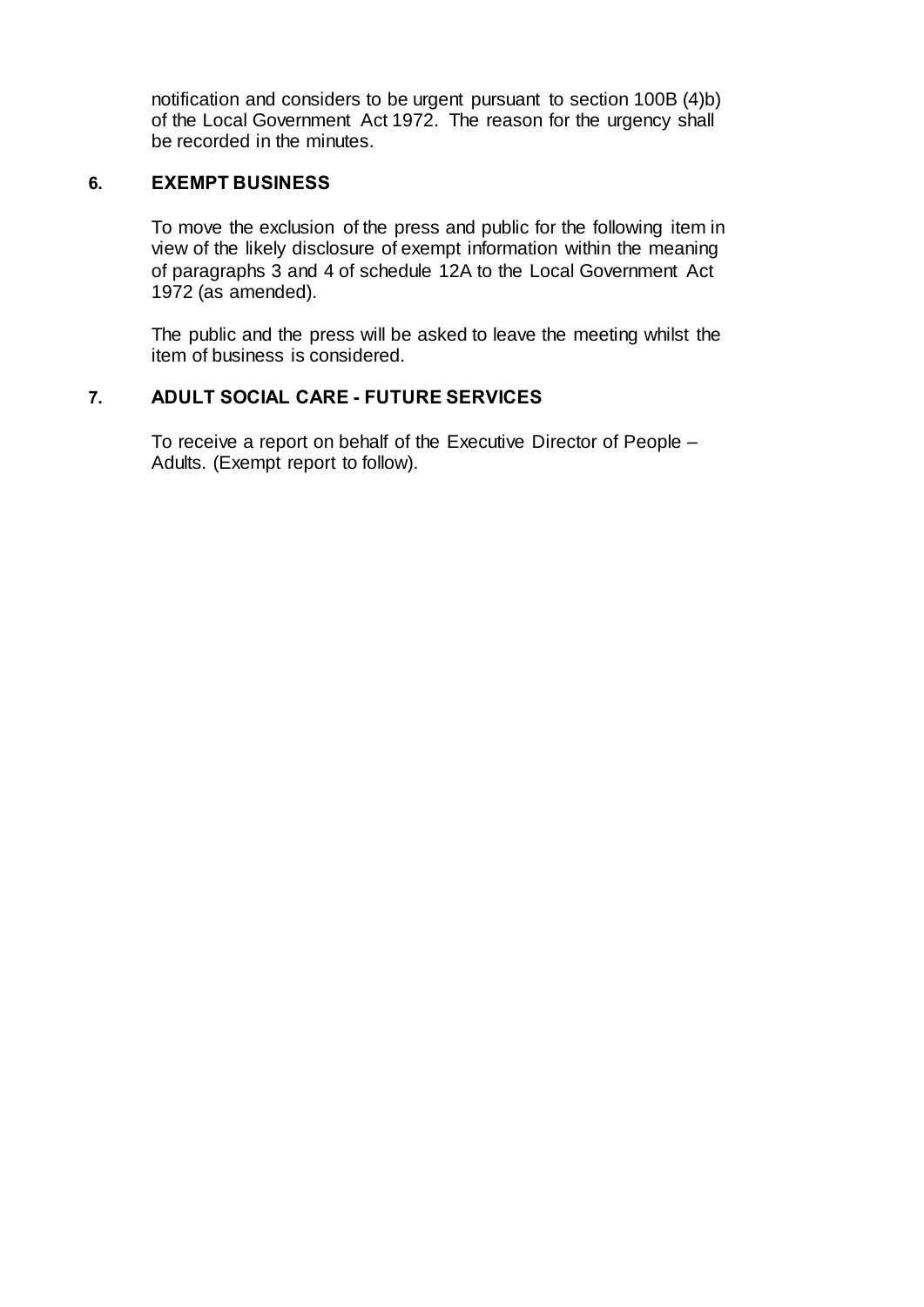notification and considers to be urgent pursuant to section 100B (4)b) of the Local Government Act 1972. The reason for the urgency shall be recorded in the minutes.

## 6. EXEMPT BUSINESS

To move the exclusion of the press and public for the following item in view of the likely disclosure of exempt information within the meaning of paragraphs 3 and 4 of schedule 12A to the Local Government Act 1972 (as amended).

The public and the press will be asked to leave the meeting whilst the item of business is considered.

## 7. ADULT SOCIAL CARE - FUTURE SERVICES

To receive a report on behalf of the Executive Director of People – Adults. (Exempt report to follow).